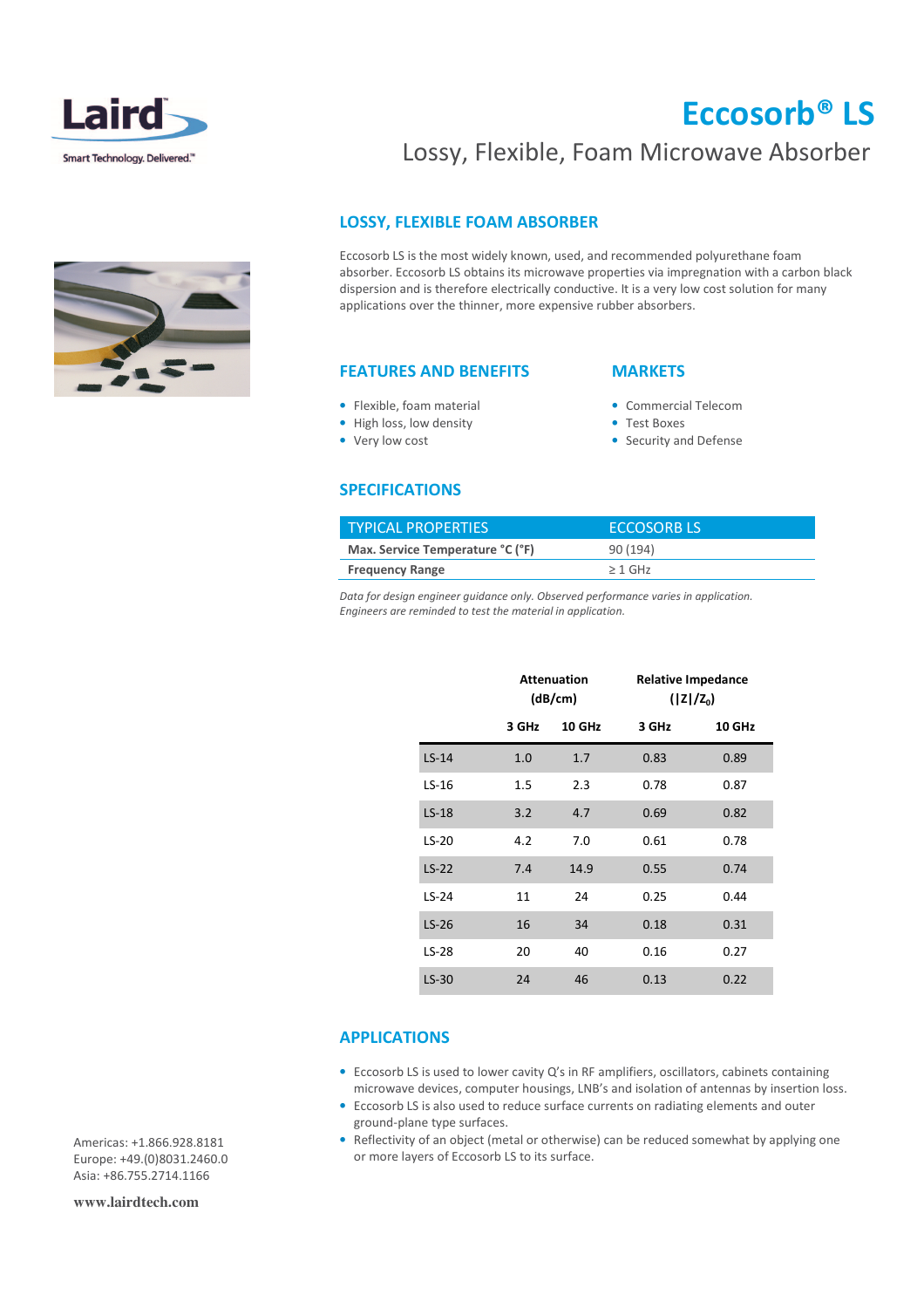Laird

Smart Technology. Delivered.™

# Eccosorb® LS

Lossy, Flexible, Foam Microwave Absorber

## LOSSY, FLEXIBLE FOAM ABSORBER

Eccosorb LS is the most widely known, used, and recommended polyurethane foam absorber. Eccosorb LS obtains its microwave properties via impregnation with a carbon black dispersion and is therefore electrically conductive. It is a very low cost solution for many applications over the thinner, more expensive rubber absorbers.

## FEATURES AND BENEFITS

- Flexible, foam material
- High loss, low density
- Very low cost

## MARKETS

- Commercial Telecom
- Test Boxes
- Security and Defense

## SPECIFICATIONS

| TYPICAL PROPERTIES | ECCOSORB LS |
|---|---|
| **Max. Service Temperature °C (°F)** | 90 (194) |
| **Frequency Range** | ≥ 1 GHz |

*Data for design engineer guidance only. Observed performance varies in application. Engineers are reminded to test the material in application.*

| | **Attenuation (dB/cm)** | | **Relative Impedance ($\|Z\|/Z_0$)** | |
|---|---|---|---|---|
| | **3 GHz** | **10 GHz** | **3 GHz** | **10 GHz** |
| LS-14 | 1.0 | 1.7 | 0.83 | 0.89 |
| LS-16 | 1.5 | 2.3 | 0.78 | 0.87 |
| LS-18 | 3.2 | 4.7 | 0.69 | 0.82 |
| LS-20 | 4.2 | 7.0 | 0.61 | 0.78 |
| LS-22 | 7.4 | 14.9 | 0.55 | 0.74 |
| LS-24 | 11 | 24 | 0.25 | 0.44 |
| LS-26 | 16 | 34 | 0.18 | 0.31 |
| LS-28 | 20 | 40 | 0.16 | 0.27 |
| LS-30 | 24 | 46 | 0.13 | 0.22 |

## APPLICATIONS

- Eccosorb LS is used to lower cavity Q's in RF amplifiers, oscillators, cabinets containing microwave devices, computer housings, LNB's and isolation of antennas by insertion loss.
- Eccosorb LS is also used to reduce surface currents on radiating elements and outer ground-plane type surfaces.
- Reflectivity of an object (metal or otherwise) can be reduced somewhat by applying one or more layers of Eccosorb LS to its surface.

Americas: +1.866.928.8181
Europe: +49.(0)8031.2460.0
Asia: +86.755.2714.1166

**www.lairdtech.com**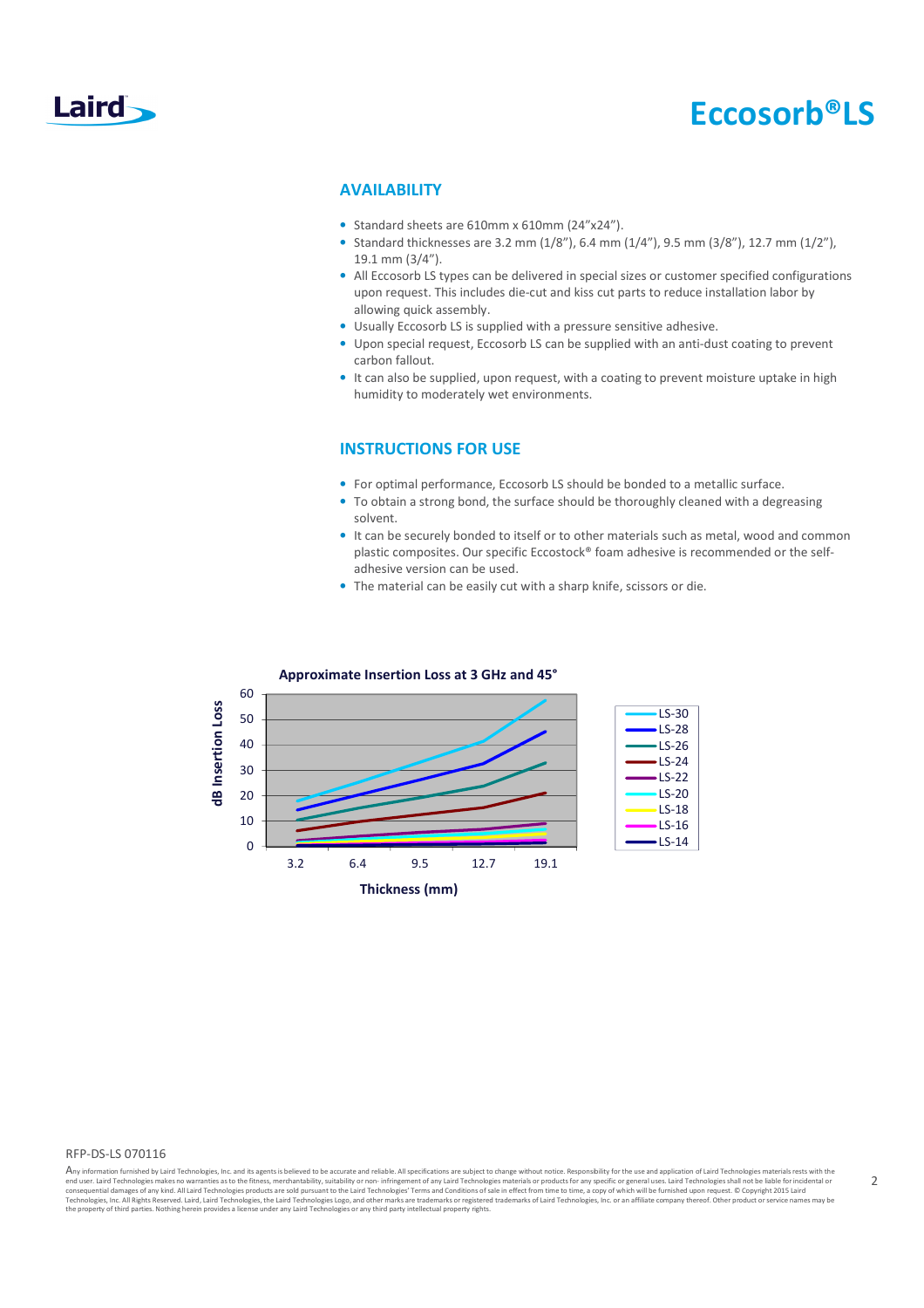## AVAILABILITY

- Standard sheets are 610mm x 610mm (24"x24").
- Standard thicknesses are 3.2 mm (1/8"), 6.4 mm (1/4"), 9.5 mm (3/8"), 12.7 mm (1/2"), 19.1 mm (3/4").
- All Eccosorb LS types can be delivered in special sizes or customer specified configurations upon request. This includes die-cut and kiss cut parts to reduce installation labor by allowing quick assembly.
- Usually Eccosorb LS is supplied with a pressure sensitive adhesive.
- Upon special request, Eccosorb LS can be supplied with an anti-dust coating to prevent carbon fallout.
- It can also be supplied, upon request, with a coating to prevent moisture uptake in high humidity to moderately wet environments.

## INSTRUCTIONS FOR USE

- For optimal performance, Eccosorb LS should be bonded to a metallic surface.
- To obtain a strong bond, the surface should be thoroughly cleaned with a degreasing solvent.
- It can be securely bonded to itself or to other materials such as metal, wood and common plastic composites. Our specific Eccostock® foam adhesive is recommended or the self-adhesive version can be used.
- The material can be easily cut with a sharp knife, scissors or die.

**Approximate Insertion Loss at 3 GHz and 45°**

dB Insertion Loss

0
10
20
30
40
50
60

3.2
6.4
9.5
12.7
19.1

Thickness (mm)

LS-30
LS-28
LS-26
LS-24
LS-22
LS-20
LS-18
LS-16
LS-14

RFP-DS-LS 070116

Any information furnished by Laird Technologies, Inc. and its agents is believed to be accurate and reliable. All specifications are subject to change without notice. Responsibility for the use and application of Laird Technologies materials rests with the end user. Laird Technologies makes no warranties as to the fitness, merchantability, suitability or non- infringement of any Laird Technologies materials or products for any specific or general uses. Laird Technologies shall not be liable for incidental or consequential damages of any kind. All Laird Technologies products are sold pursuant to the Laird Technologies' Terms and Conditions of sale in effect from time to time, a copy of which will be furnished upon request. © Copyright 2015 Laird Technologies, Inc. All Rights Reserved. Laird, Laird Technologies, the Laird Technologies Logo, and other marks are trademarks or registered trademarks of Laird Technologies, Inc. or an affiliate company thereof. Other product or service names may be the property of third parties. Nothing herein provides a license under any Laird Technologies or any third party intellectual property rights.